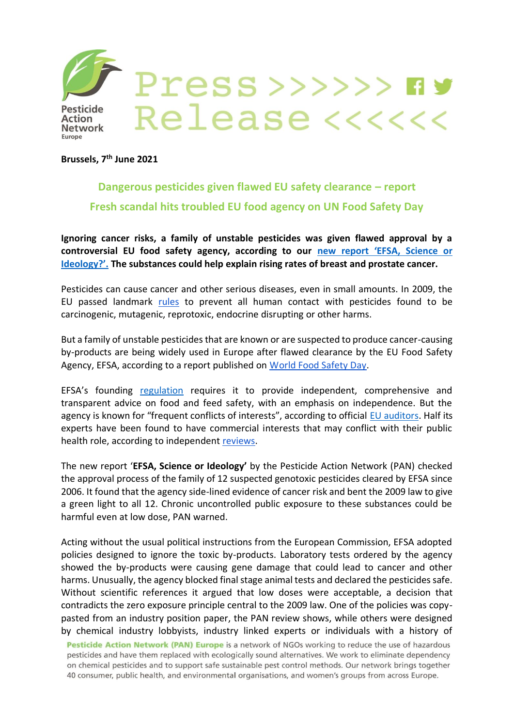Pesticide Action Network Europe

# Press >>>>>> Release <<<<<<

**Brussels, 7th June 2021**

## Dangerous pesticides given flawed EU safety clearance – report

## Fresh scandal hits troubled EU food agency on UN Food Safety Day

**Ignoring cancer risks, a family of unstable pesticides was given flawed approval by a controversial EU food safety agency, according to our new report 'EFSA, Science or Ideology?'. The substances could help explain rising rates of breast and prostate cancer.**

Pesticides can cause cancer and other serious diseases, even in small amounts. In 2009, the EU passed landmark rules to prevent all human contact with pesticides found to be carcinogenic, mutagenic, reprotoxic, endocrine disrupting or other harms.

But a family of unstable pesticides that are known or are suspected to produce cancer-causing by-products are being widely used in Europe after flawed clearance by the EU Food Safety Agency, EFSA, according to a report published on World Food Safety Day.

EFSA's founding regulation requires it to provide independent, comprehensive and transparent advice on food and feed safety, with an emphasis on independence. But the agency is known for "frequent conflicts of interests", according to official EU auditors. Half its experts have been found to have commercial interests that may conflict with their public health role, according to independent reviews.

The new report '**EFSA, Science or Ideology'** by the Pesticide Action Network (PAN) checked the approval process of the family of 12 suspected genotoxic pesticides cleared by EFSA since 2006. It found that the agency side-lined evidence of cancer risk and bent the 2009 law to give a green light to all 12. Chronic uncontrolled public exposure to these substances could be harmful even at low dose, PAN warned.

Acting without the usual political instructions from the European Commission, EFSA adopted policies designed to ignore the toxic by-products. Laboratory tests ordered by the agency showed the by-products were causing gene damage that could lead to cancer and other harms. Unusually, the agency blocked final stage animal tests and declared the pesticides safe. Without scientific references it argued that low doses were acceptable, a decision that contradicts the zero exposure principle central to the 2009 law. One of the policies was copy-pasted from an industry position paper, the PAN review shows, while others were designed by chemical industry lobbyists, industry linked experts or individuals with a history of

**Pesticide Action Network (PAN) Europe** is a network of NGOs working to reduce the use of hazardous pesticides and have them replaced with ecologically sound alternatives. We work to eliminate dependency on chemical pesticides and to support safe sustainable pest control methods. Our network brings together 40 consumer, public health, and environmental organisations, and women's groups from across Europe.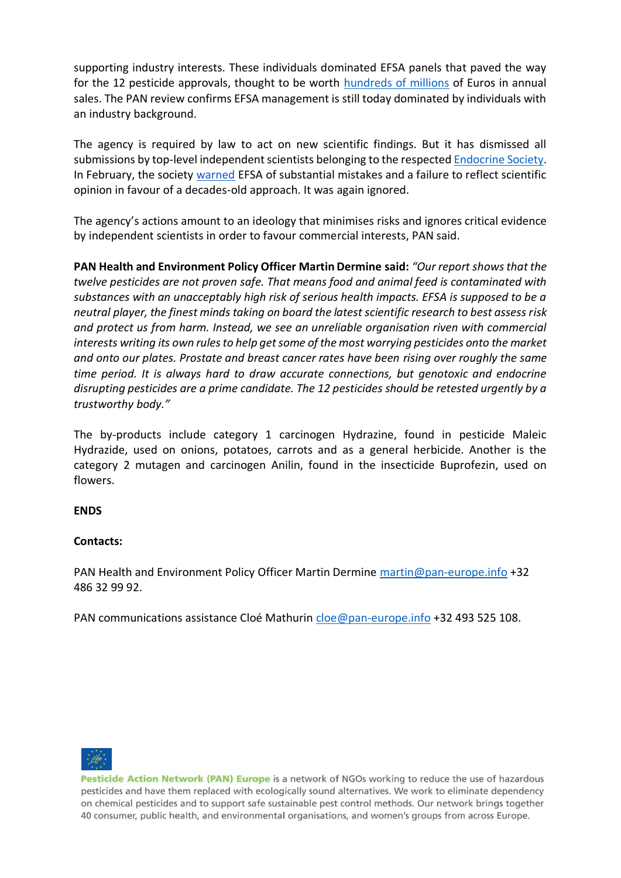supporting industry interests. These individuals dominated EFSA panels that paved the way for the 12 pesticide approvals, thought to be worth hundreds of millions of Euros in annual sales. The PAN review confirms EFSA management is still today dominated by individuals with an industry background.

The agency is required by law to act on new scientific findings. But it has dismissed all submissions by top-level independent scientists belonging to the respected Endocrine Society. In February, the society warned EFSA of substantial mistakes and a failure to reflect scientific opinion in favour of a decades-old approach. It was again ignored.

The agency's actions amount to an ideology that minimises risks and ignores critical evidence by independent scientists in order to favour commercial interests, PAN said.

**PAN Health and Environment Policy Officer Martin Dermine said:** *"Our report shows that the twelve pesticides are not proven safe. That means food and animal feed is contaminated with substances with an unacceptably high risk of serious health impacts. EFSA is supposed to be a neutral player, the finest minds taking on board the latest scientific research to best assess risk and protect us from harm. Instead, we see an unreliable organisation riven with commercial interests writing its own rules to help get some of the most worrying pesticides onto the market and onto our plates. Prostate and breast cancer rates have been rising over roughly the same time period. It is always hard to draw accurate connections, but genotoxic and endocrine disrupting pesticides are a prime candidate. The 12 pesticides should be retested urgently by a trustworthy body."*

The by-products include category 1 carcinogen Hydrazine, found in pesticide Maleic Hydrazide, used on onions, potatoes, carrots and as a general herbicide. Another is the category 2 mutagen and carcinogen Anilin, found in the insecticide Buprofezin, used on flowers.

**ENDS**

**Contacts:**

PAN Health and Environment Policy Officer Martin Dermine martin@pan-europe.info +32 486 32 99 92.

PAN communications assistance Cloé Mathurin cloe@pan-europe.info +32 493 525 108.

**Pesticide Action Network (PAN) Europe** is a network of NGOs working to reduce the use of hazardous pesticides and have them replaced with ecologically sound alternatives. We work to eliminate dependency on chemical pesticides and to support safe sustainable pest control methods. Our network brings together 40 consumer, public health, and environmental organisations, and women's groups from across Europe.